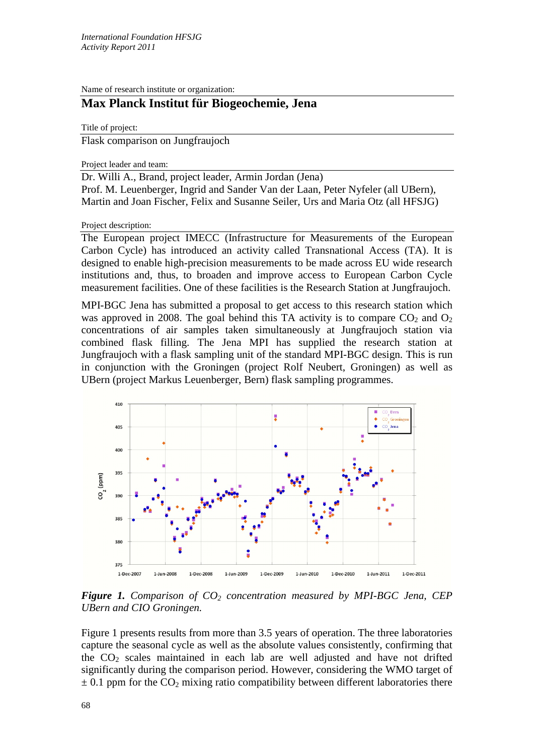International Foundation HFSJG
Activity Report 2011

Name of research institute or organization:

## Max Planck Institut für Biogeochemie, Jena

Title of project:

Flask comparison on Jungfraujoch

Project leader and team:

Dr. Willi A., Brand, project leader, Armin Jordan (Jena)
Prof. M. Leuenberger, Ingrid and Sander Van der Laan, Peter Nyfeler (all UBern),
Martin and Joan Fischer, Felix and Susanne Seiler, Urs and Maria Otz (all HFSJG)

Project description:

The European project IMECC (Infrastructure for Measurements of the European Carbon Cycle) has introduced an activity called Transnational Access (TA). It is designed to enable high-precision measurements to be made across EU wide research institutions and, thus, to broaden and improve access to European Carbon Cycle measurement facilities. One of these facilities is the Research Station at Jungfraujoch.

MPI-BGC Jena has submitted a proposal to get access to this research station which was approved in 2008. The goal behind this TA activity is to compare $CO_2$ and $O_2$ concentrations of air samples taken simultaneously at Jungfraujoch station via combined flask filling. The Jena MPI has supplied the research station at Jungfraujoch with a flask sampling unit of the standard MPI-BGC design. This is run in conjunction with the Groningen (project Rolf Neubert, Groningen) as well as UBern (project Markus Leuenberger, Bern) flask sampling programmes.

***Figure 1.*** *Comparison of $CO_2$ concentration measured by MPI-BGC Jena, CEP UBern and CIO Groningen.*

Figure 1 presents results from more than 3.5 years of operation. The three laboratories capture the seasonal cycle as well as the absolute values consistently, confirming that the $CO_2$ scales maintained in each lab are well adjusted and have not drifted significantly during the comparison period. However, considering the WMO target of $\pm$ 0.1 ppm for the $CO_2$ mixing ratio compatibility between different laboratories there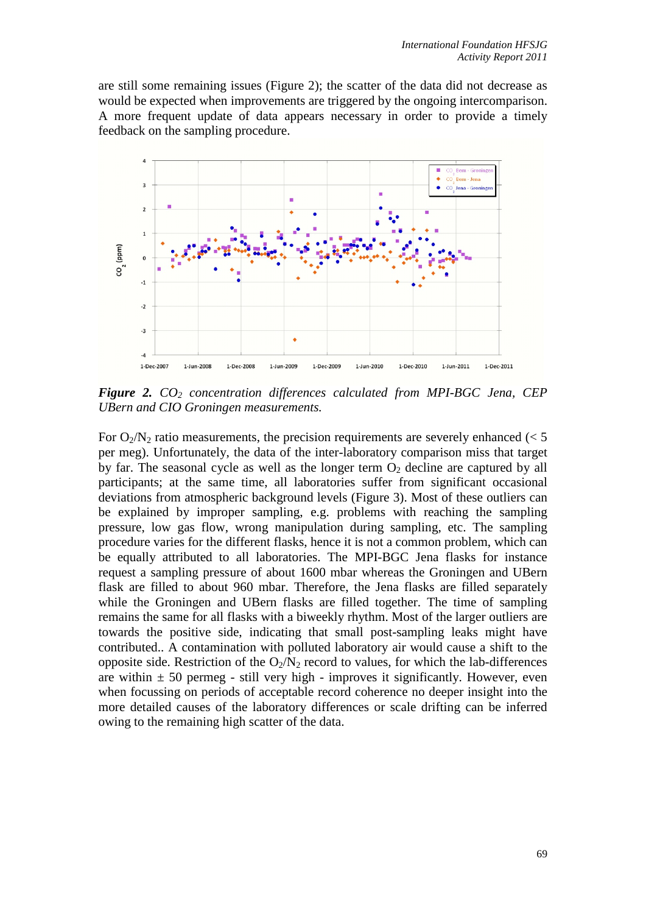are still some remaining issues (Figure 2); the scatter of the data did not decrease as would be expected when improvements are triggered by the ongoing intercomparison. A more frequent update of data appears necessary in order to provide a timely feedback on the sampling procedure.

***Figure 2.*** *$CO_2$ concentration differences calculated from MPI-BGC Jena, CEP UBern and CIO Groningen measurements.*

For $O_2/N_2$ ratio measurements, the precision requirements are severely enhanced (< 5 per meg). Unfortunately, the data of the inter-laboratory comparison miss that target by far. The seasonal cycle as well as the longer term $O_2$ decline are captured by all participants; at the same time, all laboratories suffer from significant occasional deviations from atmospheric background levels (Figure 3). Most of these outliers can be explained by improper sampling, e.g. problems with reaching the sampling pressure, low gas flow, wrong manipulation during sampling, etc. The sampling procedure varies for the different flasks, hence it is not a common problem, which can be equally attributed to all laboratories. The MPI-BGC Jena flasks for instance request a sampling pressure of about 1600 mbar whereas the Groningen and UBern flask are filled to about 960 mbar. Therefore, the Jena flasks are filled separately while the Groningen and UBern flasks are filled together. The time of sampling remains the same for all flasks with a biweekly rhythm. Most of the larger outliers are towards the positive side, indicating that small post-sampling leaks might have contributed.. A contamination with polluted laboratory air would cause a shift to the opposite side. Restriction of the $O_2/N_2$ record to values, for which the lab-differences are within ± 50 permeg - still very high - improves it significantly. However, even when focussing on periods of acceptable record coherence no deeper insight into the more detailed causes of the laboratory differences or scale drifting can be inferred owing to the remaining high scatter of the data.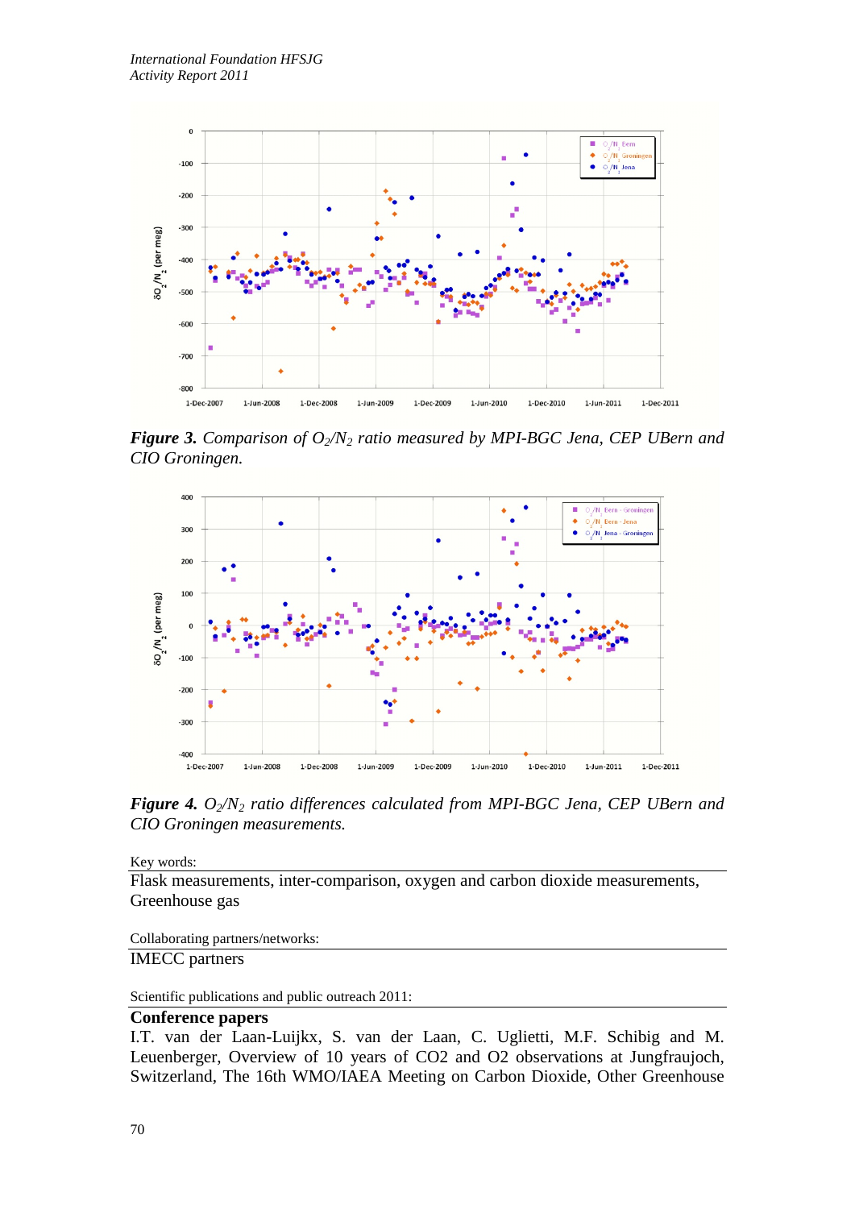*Figure 3.* *Comparison of $O_2/N_2$ ratio measured by MPI-BGC Jena, CEP UBern and CIO Groningen.*

*Figure 4.* *$O_2/N_2$ ratio differences calculated from MPI-BGC Jena, CEP UBern and CIO Groningen measurements.*

Key words:

Flask measurements, inter-comparison, oxygen and carbon dioxide measurements, Greenhouse gas

Collaborating partners/networks:

IMECC partners

Scientific publications and public outreach 2011:

**Conference papers**

I.T. van der Laan-Luijkx, S. van der Laan, C. Uglietti, M.F. Schibig and M. Leuenberger, Overview of 10 years of CO2 and O2 observations at Jungfraujoch, Switzerland, The 16th WMO/IAEA Meeting on Carbon Dioxide, Other Greenhouse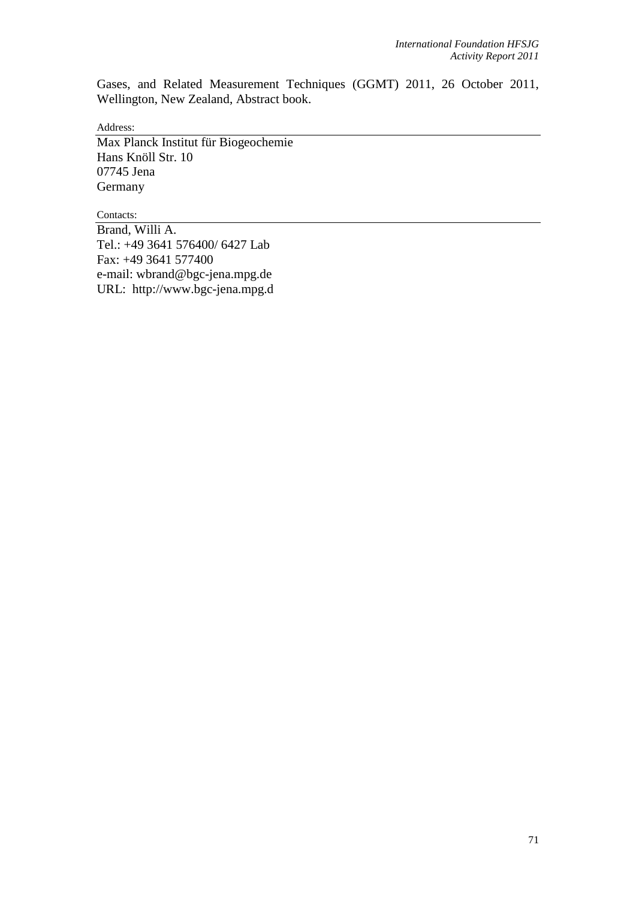Gases, and Related Measurement Techniques (GGMT) 2011, 26 October 2011, Wellington, New Zealand, Abstract book.

Address:

Max Planck Institut für Biogeochemie
Hans Knöll Str. 10
07745 Jena
Germany

Contacts:

Brand, Willi A.
Tel.: +49 3641 576400/ 6427 Lab
Fax: +49 3641 577400
e-mail: wbrand@bgc-jena.mpg.de
URL: http://www.bgc-jena.mpg.d